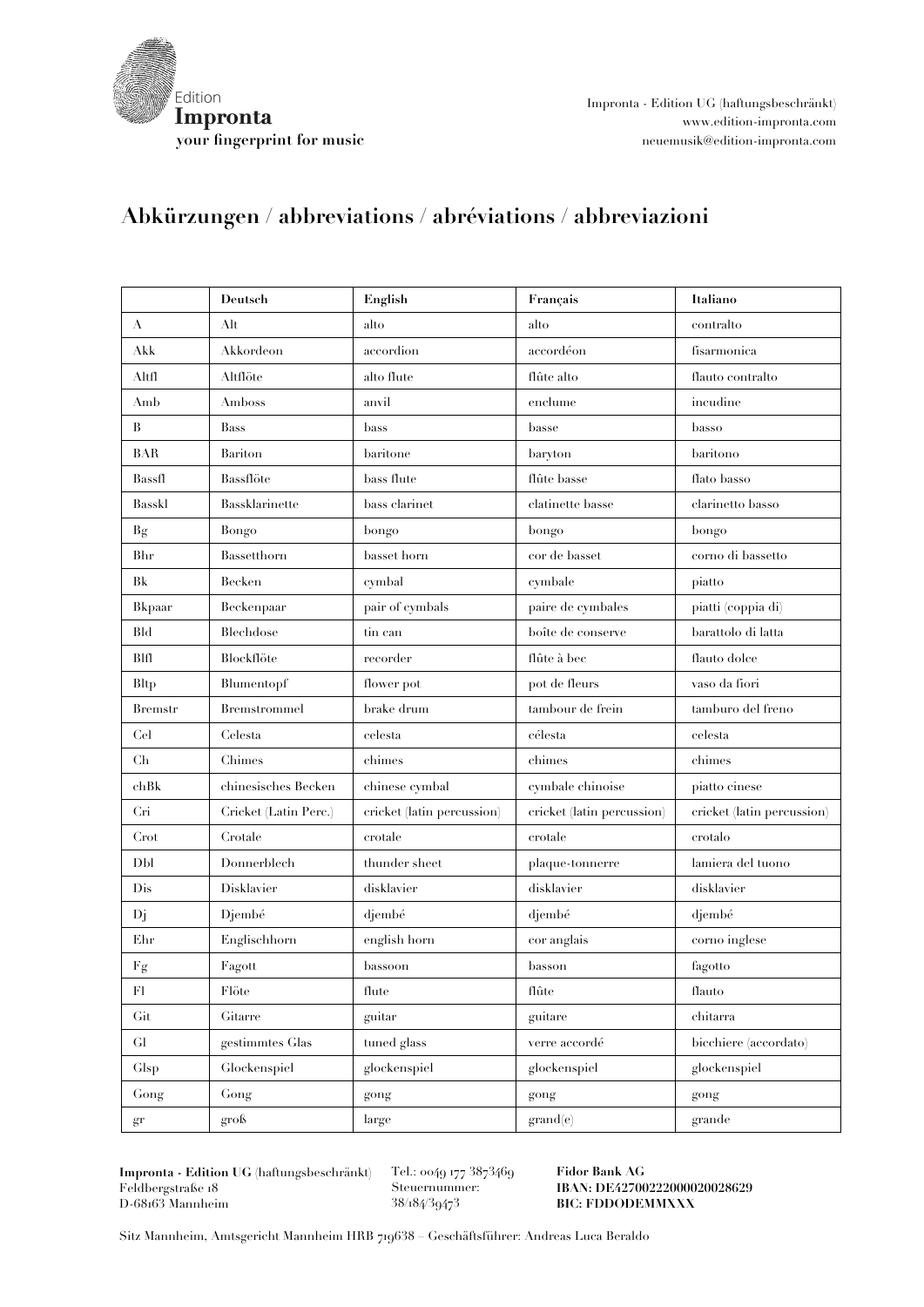# Abkürzungen / abbreviations / abréviations / abbreviazioni

| | Deutsch | English | Français | Italiano |
|---|---|---|---|---|
| A | Alt | alto | alto | contralto |
| Akk | Akkordeon | accordion | accordéon | fisarmonica |
| Altfl | Altflöte | alto flute | flûte alto | flauto contralto |
| Amb | Amboss | anvil | enclume | incudine |
| B | Bass | bass | basse | basso |
| BAR | Bariton | baritone | baryton | baritono |
| Bassfl | Bassflöte | bass flute | flûte basse | flato basso |
| Basskl | Bassklarinette | bass clarinet | clatinette basse | clarinetto basso |
| Bg | Bongo | bongo | bongo | bongo |
| Bhr | Bassetthorn | basset horn | cor de basset | corno di bassetto |
| Bk | Becken | cymbal | cymbale | piatto |
| Bkpaar | Beckenpaar | pair of cymbals | paire de cymbales | piatti (coppia di) |
| Bld | Blechdose | tin can | boîte de conserve | barattolo di latta |
| Blfl | Blockflöte | recorder | flûte à bec | flauto dolce |
| Bltp | Blumentopf | flower pot | pot de fleurs | vaso da fiori |
| Bremstr | Bremstrommel | brake drum | tambour de frein | tamburo del freno |
| Cel | Celesta | celesta | célesta | celesta |
| Ch | Chimes | chimes | chimes | chimes |
| chBk | chinesisches Becken | chinese cymbal | cymbale chinoise | piatto cinese |
| Cri | Cricket (Latin Perc.) | cricket (latin percussion) | cricket (latin percussion) | cricket (latin percussion) |
| Crot | Crotale | crotale | crotale | crotalo |
| Dbl | Donnerblech | thunder sheet | plaque-tonnerre | lamiera del tuono |
| Dis | Disklavier | disklavier | disklavier | disklavier |
| Dj | Djembé | djembé | djembé | djembé |
| Ehr | Englischhorn | english horn | cor anglais | corno inglese |
| Fg | Fagott | bassoon | basson | fagotto |
| Fl | Flöte | flute | flûte | flauto |
| Git | Gitarre | guitar | guitare | chitarra |
| Gl | gestimmtes Glas | tuned glass | verre accordé | bicchiere (accordato) |
| Glsp | Glockenspiel | glockenspiel | glockenspiel | glockenspiel |
| Gong | Gong | gong | gong | gong |
| gr | groß | large | grand(e) | grande |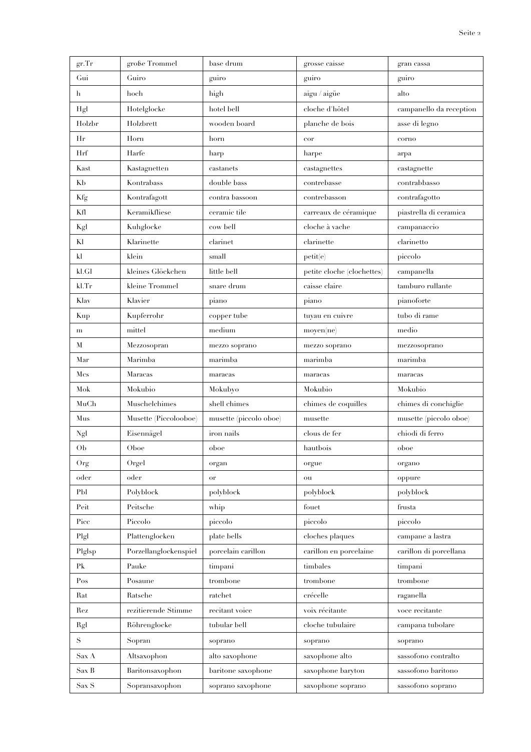| gr.Tr | große Trommel | base drum | grosse caisse | gran cassa |
|---|---|---|---|---|
| Gui | Guiro | guiro | guiro | guiro |
| h | hoch | high | aigu / aigüe | alto |
| Hgl | Hotelglocke | hotel bell | cloche d'hôtel | campanello da reception |
| Holzbr | Holzbrett | wooden board | planche de bois | asse di legno |
| Hr | Horn | horn | cor | corno |
| Hrf | Harfe | harp | harpe | arpa |
| Kast | Kastagnetten | castanets | castagnettes | castagnette |
| Kb | Kontrabass | double bass | contrebasse | contrabbasso |
| Kfg | Kontrafagott | contra bassoon | contrebasson | contrafagotto |
| Kfl | Keramikfliese | ceramic tile | carreaux de céramique | piastrella di ceramica |
| Kgl | Kuhglocke | cow bell | cloche à vache | campanaccio |
| Kl | Klarinette | clarinet | clarinette | clarinetto |
| kl | klein | small | petit(e) | piccolo |
| kl.Gl | kleines Glöckchen | little bell | petite cloche (clochettes) | campanella |
| kl.Tr | kleine Trommel | snare drum | caisse claire | tamburo rullante |
| Klav | Klavier | piano | piano | pianoforte |
| Kup | Kupferrohr | copper tube | tuyau en cuivre | tubo di rame |
| m | mittel | medium | moyen(ne) | medio |
| M | Mezzosopran | mezzo soprano | mezzo soprano | mezzosoprano |
| Mar | Marimba | marimba | marimba | marimba |
| Mcs | Maracas | maracas | maracas | maracas |
| Mok | Mokubio | Mokubyo | Mokubio | Mokubio |
| MuCh | Muschelchimes | shell chimes | chimes de coquilles | chimes di conchiglie |
| Mus | Musette (Piccolooboe) | musette (piccolo oboe) | musette | musette (piccolo oboe) |
| Ngl | Eisennägel | iron nails | clous de fer | chiodi di ferro |
| Ob | Oboe | oboe | hautbois | oboe |
| Org | Orgel | organ | orgue | organo |
| oder | oder | or | ou | oppure |
| Pbl | Polyblock | polyblock | polyblock | polyblock |
| Peit | Peitsche | whip | fouet | frusta |
| Picc | Piccolo | piccolo | piccolo | piccolo |
| Plgl | Plattenglocken | plate bells | cloches plaques | campane a lastra |
| Plglsp | Porzellanglockenspiel | porcelain carillon | carillon en porcelaine | carillon di porcellana |
| Pk | Pauke | timpani | timbales | timpani |
| Pos | Posaune | trombone | trombone | trombone |
| Rat | Ratsche | ratchet | crécelle | raganella |
| Rez | rezitierende Stimme | recitant voice | voix récitante | voce recitante |
| Rgl | Röhrenglocke | tubular bell | cloche tubulaire | campana tubolare |
| S | Sopran | soprano | soprano | soprano |
| Sax A | Altsaxophon | alto saxophone | saxophone alto | sassofono contralto |
| Sax B | Baritonsaxophon | baritone saxophone | saxophone baryton | sassofono baritono |
| Sax S | Sopransaxophon | soprano saxophone | saxophone soprano | sassofono soprano |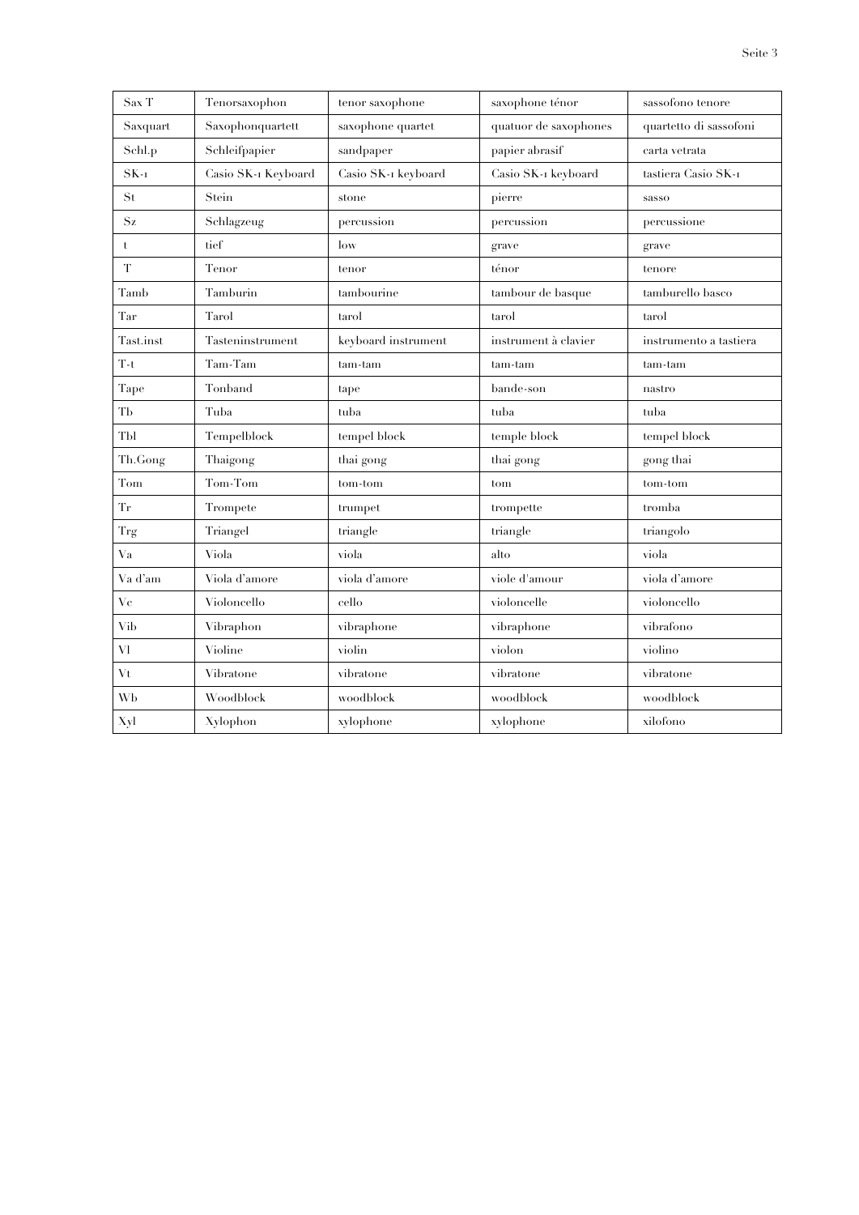| | | | | |
|---|---|---|---|---|
| Sax T | Tenorsaxophon | tenor saxophone | saxophone ténor | sassofono tenore |
| Saxquart | Saxophonquartett | saxophone quartet | quatuor de saxophones | quartetto di sassofoni |
| Schl.p | Schleifpapier | sandpaper | papier abrasif | carta vetrata |
| SK-1 | Casio SK-1 Keyboard | Casio SK-1 keyboard | Casio SK-1 keyboard | tastiera Casio SK-1 |
| St | Stein | stone | pierre | sasso |
| Sz | Schlagzeug | percussion | percussion | percussione |
| t | tief | low | grave | grave |
| T | Tenor | tenor | ténor | tenore |
| Tamb | Tamburin | tambourine | tambour de basque | tamburello basco |
| Tar | Tarol | tarol | tarol | tarol |
| Tast.inst | Tasteninstrument | keyboard instrument | instrument à clavier | instrumento a tastiera |
| T-t | Tam-Tam | tam-tam | tam-tam | tam-tam |
| Tape | Tonband | tape | bande-son | nastro |
| Tb | Tuba | tuba | tuba | tuba |
| Tbl | Tempelblock | tempel block | temple block | tempel block |
| Th.Gong | Thaigong | thai gong | thai gong | gong thai |
| Tom | Tom-Tom | tom-tom | tom | tom-tom |
| Tr | Trompete | trumpet | trompette | tromba |
| Trg | Triangel | triangle | triangle | triangolo |
| Va | Viola | viola | alto | viola |
| Va d'am | Viola d'amore | viola d'amore | viole d'amour | viola d'amore |
| Vc | Violoncello | cello | violoncelle | violoncello |
| Vib | Vibraphon | vibraphone | vibraphone | vibrafono |
| Vl | Violine | violin | violon | violino |
| Vt | Vibratone | vibratone | vibratone | vibratone |
| Wb | Woodblock | woodblock | woodblock | woodblock |
| Xyl | Xylophon | xylophone | xylophone | xilofono |